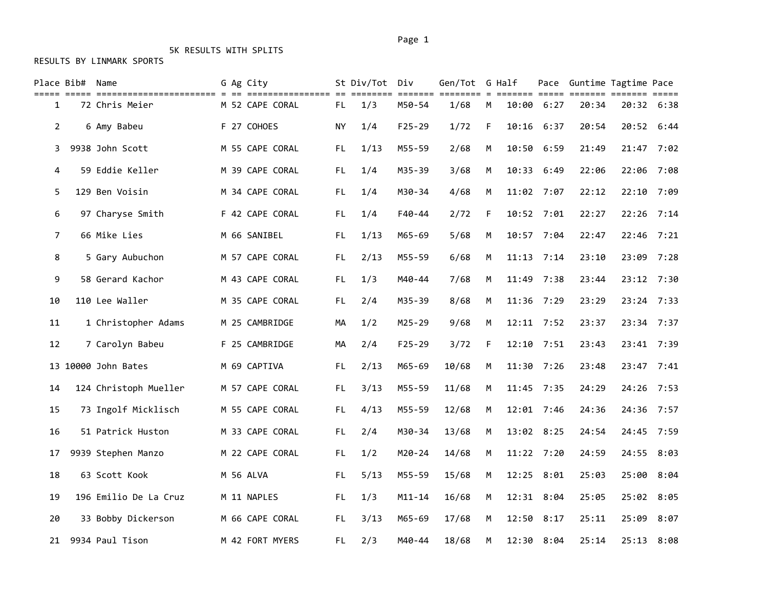5K RESULTS WITH SPLITS

RESULTS BY LINMARK SPORTS

| Place | Bib# | Name | G | Ag | City | St | Div/Tot | Div | Gen/Tot | G | Half | Pace | Guntime | Tagtime | Pace |
|---|---|---|---|---|---|---|---|---|---|---|---|---|---|---|---|
| 1 | 72 | Chris Meier | M | 52 | CAPE CORAL | FL | 1/3 | M50-54 | 1/68 | M | 10:00 | 6:27 | 20:34 | 20:32 | 6:38 |
| 2 | 6 | Amy Babeu | F | 27 | COHOES | NY | 1/4 | F25-29 | 1/72 | F | 10:16 | 6:37 | 20:54 | 20:52 | 6:44 |
| 3 | 9938 | John Scott | M | 55 | CAPE CORAL | FL | 1/13 | M55-59 | 2/68 | M | 10:50 | 6:59 | 21:49 | 21:47 | 7:02 |
| 4 | 59 | Eddie Keller | M | 39 | CAPE CORAL | FL | 1/4 | M35-39 | 3/68 | M | 10:33 | 6:49 | 22:06 | 22:06 | 7:08 |
| 5 | 129 | Ben Voisin | M | 34 | CAPE CORAL | FL | 1/4 | M30-34 | 4/68 | M | 11:02 | 7:07 | 22:12 | 22:10 | 7:09 |
| 6 | 97 | Charyse Smith | F | 42 | CAPE CORAL | FL | 1/4 | F40-44 | 2/72 | F | 10:52 | 7:01 | 22:27 | 22:26 | 7:14 |
| 7 | 66 | Mike Lies | M | 66 | SANIBEL | FL | 1/13 | M65-69 | 5/68 | M | 10:57 | 7:04 | 22:47 | 22:46 | 7:21 |
| 8 | 5 | Gary Aubuchon | M | 57 | CAPE CORAL | FL | 2/13 | M55-59 | 6/68 | M | 11:13 | 7:14 | 23:10 | 23:09 | 7:28 |
| 9 | 58 | Gerard Kachor | M | 43 | CAPE CORAL | FL | 1/3 | M40-44 | 7/68 | M | 11:49 | 7:38 | 23:44 | 23:12 | 7:30 |
| 10 | 110 | Lee Waller | M | 35 | CAPE CORAL | FL | 2/4 | M35-39 | 8/68 | M | 11:36 | 7:29 | 23:29 | 23:24 | 7:33 |
| 11 | 1 | Christopher Adams | M | 25 | CAMBRIDGE | MA | 1/2 | M25-29 | 9/68 | M | 12:11 | 7:52 | 23:37 | 23:34 | 7:37 |
| 12 | 7 | Carolyn Babeu | F | 25 | CAMBRIDGE | MA | 2/4 | F25-29 | 3/72 | F | 12:10 | 7:51 | 23:43 | 23:41 | 7:39 |
| 13 | 10000 | John Bates | M | 69 | CAPTIVA | FL | 2/13 | M65-69 | 10/68 | M | 11:30 | 7:26 | 23:48 | 23:47 | 7:41 |
| 14 | 124 | Christoph Mueller | M | 57 | CAPE CORAL | FL | 3/13 | M55-59 | 11/68 | M | 11:45 | 7:35 | 24:29 | 24:26 | 7:53 |
| 15 | 73 | Ingolf Micklisch | M | 55 | CAPE CORAL | FL | 4/13 | M55-59 | 12/68 | M | 12:01 | 7:46 | 24:36 | 24:36 | 7:57 |
| 16 | 51 | Patrick Huston | M | 33 | CAPE CORAL | FL | 2/4 | M30-34 | 13/68 | M | 13:02 | 8:25 | 24:54 | 24:45 | 7:59 |
| 17 | 9939 | Stephen Manzo | M | 22 | CAPE CORAL | FL | 1/2 | M20-24 | 14/68 | M | 11:22 | 7:20 | 24:59 | 24:55 | 8:03 |
| 18 | 63 | Scott Kook | M | 56 | ALVA | FL | 5/13 | M55-59 | 15/68 | M | 12:25 | 8:01 | 25:03 | 25:00 | 8:04 |
| 19 | 196 | Emilio De La Cruz | M | 11 | NAPLES | FL | 1/3 | M11-14 | 16/68 | M | 12:31 | 8:04 | 25:05 | 25:02 | 8:05 |
| 20 | 33 | Bobby Dickerson | M | 66 | CAPE CORAL | FL | 3/13 | M65-69 | 17/68 | M | 12:50 | 8:17 | 25:11 | 25:09 | 8:07 |
| 21 | 9934 | Paul Tison | M | 42 | FORT MYERS | FL | 2/3 | M40-44 | 18/68 | M | 12:30 | 8:04 | 25:14 | 25:13 | 8:08 |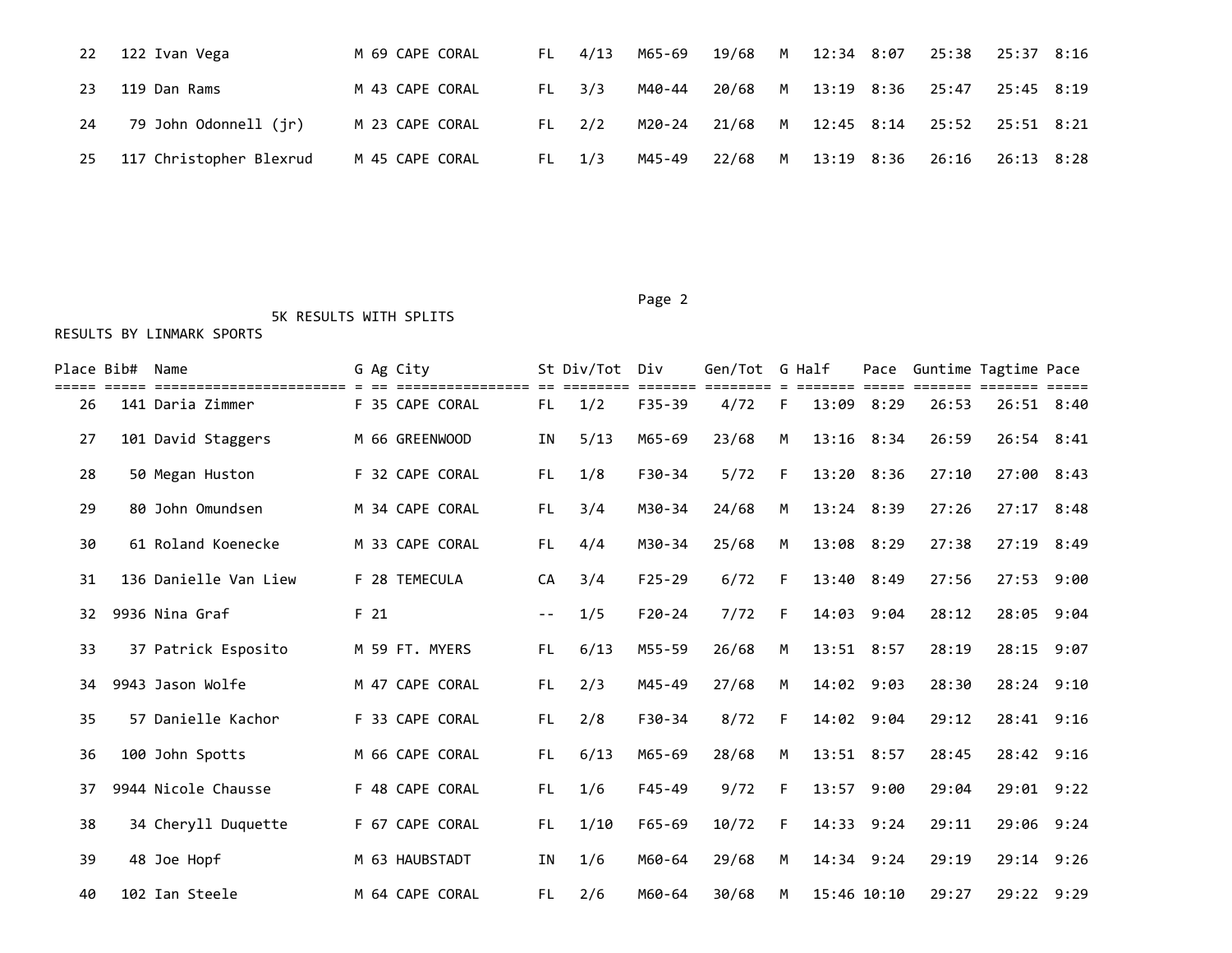| Place | Bib# | Name | G | Ag | City | St | Div/Tot | Div | Gen/Tot | G | Half | Pace | Guntime | Tagtime | Pace |
|---|---|---|---|---|---|---|---|---|---|---|---|---|---|---|---|
| 22 | 122 | Ivan Vega | M | 69 | CAPE CORAL | FL | 4/13 | M65-69 | 19/68 | M | 12:34 | 8:07 | 25:38 | 25:37 | 8:16 |
| 23 | 119 | Dan Rams | M | 43 | CAPE CORAL | FL | 3/3 | M40-44 | 20/68 | M | 13:19 | 8:36 | 25:47 | 25:45 | 8:19 |
| 24 | 79 | John Odonnell (jr) | M | 23 | CAPE CORAL | FL | 2/2 | M20-24 | 21/68 | M | 12:45 | 8:14 | 25:52 | 25:51 | 8:21 |
| 25 | 117 | Christopher Blexrud | M | 45 | CAPE CORAL | FL | 1/3 | M45-49 | 22/68 | M | 13:19 | 8:36 | 26:16 | 26:13 | 8:28 |

5K RESULTS WITH SPLITS

RESULTS BY LINMARK SPORTS

| Place | Bib# | Name | G | Ag | City | St | Div/Tot | Div | Gen/Tot | G | Half | Pace | Guntime | Tagtime | Pace |
|---|---|---|---|---|---|---|---|---|---|---|---|---|---|---|---|
| 26 | 141 | Daria Zimmer | F | 35 | CAPE CORAL | FL | 1/2 | F35-39 | 4/72 | F | 13:09 | 8:29 | 26:53 | 26:51 | 8:40 |
| 27 | 101 | David Staggers | M | 66 | GREENWOOD | IN | 5/13 | M65-69 | 23/68 | M | 13:16 | 8:34 | 26:59 | 26:54 | 8:41 |
| 28 | 50 | Megan Huston | F | 32 | CAPE CORAL | FL | 1/8 | F30-34 | 5/72 | F | 13:20 | 8:36 | 27:10 | 27:00 | 8:43 |
| 29 | 80 | John Omundsen | M | 34 | CAPE CORAL | FL | 3/4 | M30-34 | 24/68 | M | 13:24 | 8:39 | 27:26 | 27:17 | 8:48 |
| 30 | 61 | Roland Koenecke | M | 33 | CAPE CORAL | FL | 4/4 | M30-34 | 25/68 | M | 13:08 | 8:29 | 27:38 | 27:19 | 8:49 |
| 31 | 136 | Danielle Van Liew | F | 28 | TEMECULA | CA | 3/4 | F25-29 | 6/72 | F | 13:40 | 8:49 | 27:56 | 27:53 | 9:00 |
| 32 | 9936 | Nina Graf | F | 21 | | -- | 1/5 | F20-24 | 7/72 | F | 14:03 | 9:04 | 28:12 | 28:05 | 9:04 |
| 33 | 37 | Patrick Esposito | M | 59 | FT. MYERS | FL | 6/13 | M55-59 | 26/68 | M | 13:51 | 8:57 | 28:19 | 28:15 | 9:07 |
| 34 | 9943 | Jason Wolfe | M | 47 | CAPE CORAL | FL | 2/3 | M45-49 | 27/68 | M | 14:02 | 9:03 | 28:30 | 28:24 | 9:10 |
| 35 | 57 | Danielle Kachor | F | 33 | CAPE CORAL | FL | 2/8 | F30-34 | 8/72 | F | 14:02 | 9:04 | 29:12 | 28:41 | 9:16 |
| 36 | 100 | John Spotts | M | 66 | CAPE CORAL | FL | 6/13 | M65-69 | 28/68 | M | 13:51 | 8:57 | 28:45 | 28:42 | 9:16 |
| 37 | 9944 | Nicole Chausse | F | 48 | CAPE CORAL | FL | 1/6 | F45-49 | 9/72 | F | 13:57 | 9:00 | 29:04 | 29:01 | 9:22 |
| 38 | 34 | Cheryll Duquette | F | 67 | CAPE CORAL | FL | 1/10 | F65-69 | 10/72 | F | 14:33 | 9:24 | 29:11 | 29:06 | 9:24 |
| 39 | 48 | Joe Hopf | M | 63 | HAUBSTADT | IN | 1/6 | M60-64 | 29/68 | M | 14:34 | 9:24 | 29:19 | 29:14 | 9:26 |
| 40 | 102 | Ian Steele | M | 64 | CAPE CORAL | FL | 2/6 | M60-64 | 30/68 | M | 15:46 | 10:10 | 29:27 | 29:22 | 9:29 |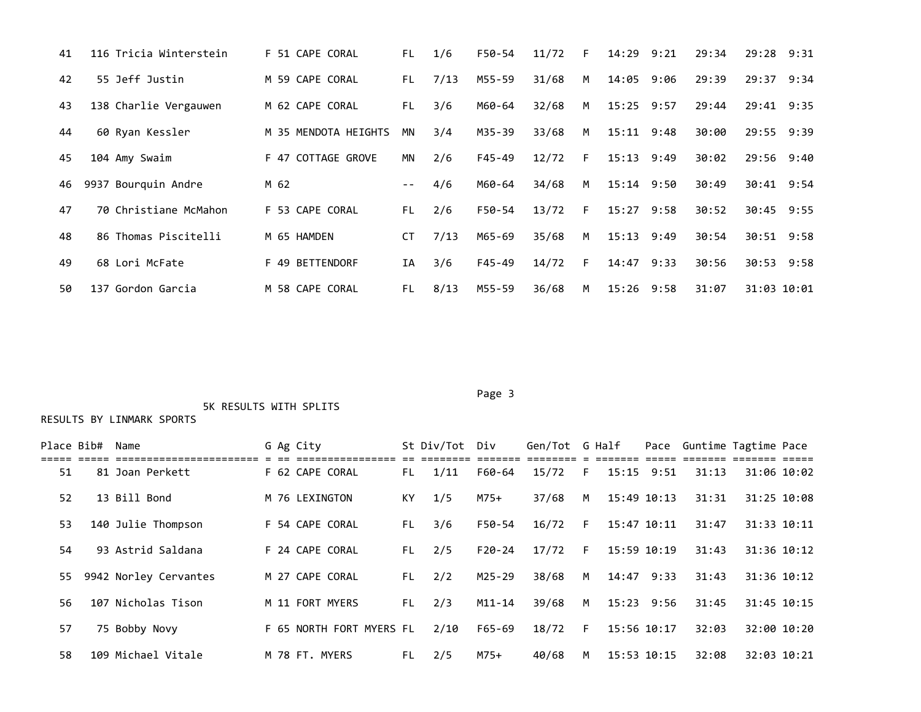| Place | Bib# | Name | G | Ag | City | St | Div/Tot | Div | Gen/Tot | G | Half | Pace | Guntime | Tagtime | Pace |
|---|---|---|---|---|---|---|---|---|---|---|---|---|---|---|---|
| 41 | 116 | Tricia Winterstein | F | 51 | CAPE CORAL | FL | 1/6 | F50-54 | 11/72 | F | 14:29 | 9:21 | 29:34 | 29:28 | 9:31 |
| 42 | 55 | Jeff Justin | M | 59 | CAPE CORAL | FL | 7/13 | M55-59 | 31/68 | M | 14:05 | 9:06 | 29:39 | 29:37 | 9:34 |
| 43 | 138 | Charlie Vergauwen | M | 62 | CAPE CORAL | FL | 3/6 | M60-64 | 32/68 | M | 15:25 | 9:57 | 29:44 | 29:41 | 9:35 |
| 44 | 60 | Ryan Kessler | M | 35 | MENDOTA HEIGHTS | MN | 3/4 | M35-39 | 33/68 | M | 15:11 | 9:48 | 30:00 | 29:55 | 9:39 |
| 45 | 104 | Amy Swaim | F | 47 | COTTAGE GROVE | MN | 2/6 | F45-49 | 12/72 | F | 15:13 | 9:49 | 30:02 | 29:56 | 9:40 |
| 46 | 9937 | Bourquin Andre | M | 62 | | -- | 4/6 | M60-64 | 34/68 | M | 15:14 | 9:50 | 30:49 | 30:41 | 9:54 |
| 47 | 70 | Christiane McMahon | F | 53 | CAPE CORAL | FL | 2/6 | F50-54 | 13/72 | F | 15:27 | 9:58 | 30:52 | 30:45 | 9:55 |
| 48 | 86 | Thomas Piscitelli | M | 65 | HAMDEN | CT | 7/13 | M65-69 | 35/68 | M | 15:13 | 9:49 | 30:54 | 30:51 | 9:58 |
| 49 | 68 | Lori McFate | F | 49 | BETTENDORF | IA | 3/6 | F45-49 | 14/72 | F | 14:47 | 9:33 | 30:56 | 30:53 | 9:58 |
| 50 | 137 | Gordon Garcia | M | 58 | CAPE CORAL | FL | 8/13 | M55-59 | 36/68 | M | 15:26 | 9:58 | 31:07 | 31:03 | 10:01 |

5K RESULTS WITH SPLITS

RESULTS BY LINMARK SPORTS

| Place | Bib# | Name | G | Ag | City | St | Div/Tot | Div | Gen/Tot | G | Half | Pace | Guntime | Tagtime | Pace |
|---|---|---|---|---|---|---|---|---|---|---|---|---|---|---|---|
| 51 | 81 | Joan Perkett | F | 62 | CAPE CORAL | FL | 1/11 | F60-64 | 15/72 | F | 15:15 | 9:51 | 31:13 | 31:06 | 10:02 |
| 52 | 13 | Bill Bond | M | 76 | LEXINGTON | KY | 1/5 | M75+ | 37/68 | M | 15:49 | 10:13 | 31:31 | 31:25 | 10:08 |
| 53 | 140 | Julie Thompson | F | 54 | CAPE CORAL | FL | 3/6 | F50-54 | 16/72 | F | 15:47 | 10:11 | 31:47 | 31:33 | 10:11 |
| 54 | 93 | Astrid Saldana | F | 24 | CAPE CORAL | FL | 2/5 | F20-24 | 17/72 | F | 15:59 | 10:19 | 31:43 | 31:36 | 10:12 |
| 55 | 9942 | Norley Cervantes | M | 27 | CAPE CORAL | FL | 2/2 | M25-29 | 38/68 | M | 14:47 | 9:33 | 31:43 | 31:36 | 10:12 |
| 56 | 107 | Nicholas Tison | M | 11 | FORT MYERS | FL | 2/3 | M11-14 | 39/68 | M | 15:23 | 9:56 | 31:45 | 31:45 | 10:15 |
| 57 | 75 | Bobby Novy | F | 65 | NORTH FORT MYERS | FL | 2/10 | F65-69 | 18/72 | F | 15:56 | 10:17 | 32:03 | 32:00 | 10:20 |
| 58 | 109 | Michael Vitale | M | 78 | FT. MYERS | FL | 2/5 | M75+ | 40/68 | M | 15:53 | 10:15 | 32:08 | 32:03 | 10:21 |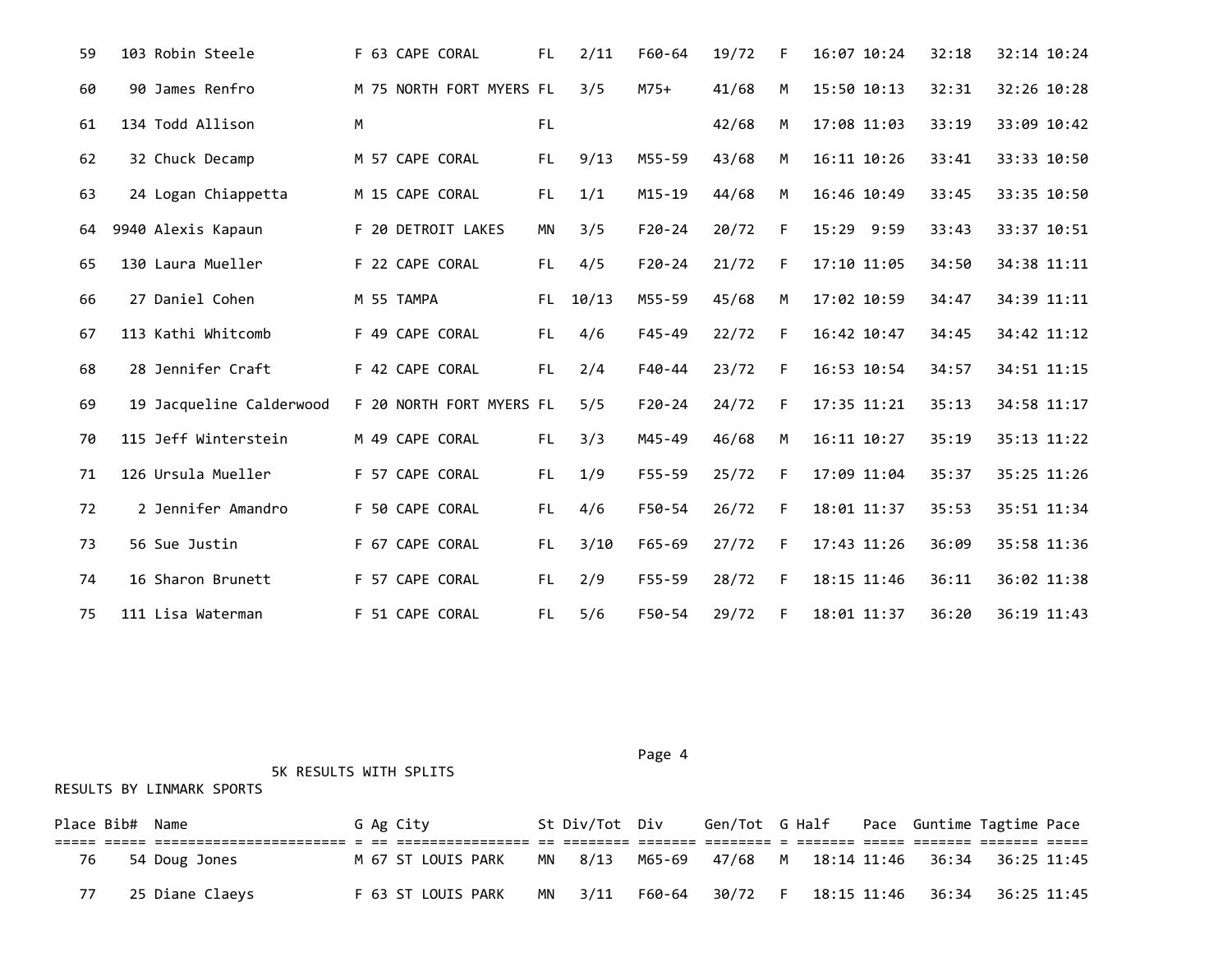| Place | Bib# | Name | G | Ag | City | St | Div/Tot | Div | Gen/Tot | G | Half | Pace | Guntime | Tagtime | Pace |
|---|---|---|---|---|---|---|---|---|---|---|---|---|---|---|---|
| 59 | 103 | Robin Steele | F | 63 | CAPE CORAL | FL | 2/11 | F60-64 | 19/72 | F | 16:07 | 10:24 | 32:18 | 32:14 | 10:24 |
| 60 | 90 | James Renfro | M | 75 | NORTH FORT MYERS | FL | 3/5 | M75+ | 41/68 | M | 15:50 | 10:13 | 32:31 | 32:26 | 10:28 |
| 61 | 134 | Todd Allison | M | | | FL | | | 42/68 | M | 17:08 | 11:03 | 33:19 | 33:09 | 10:42 |
| 62 | 32 | Chuck Decamp | M | 57 | CAPE CORAL | FL | 9/13 | M55-59 | 43/68 | M | 16:11 | 10:26 | 33:41 | 33:33 | 10:50 |
| 63 | 24 | Logan Chiappetta | M | 15 | CAPE CORAL | FL | 1/1 | M15-19 | 44/68 | M | 16:46 | 10:49 | 33:45 | 33:35 | 10:50 |
| 64 | 9940 | Alexis Kapaun | F | 20 | DETROIT LAKES | MN | 3/5 | F20-24 | 20/72 | F | 15:29 | 9:59 | 33:43 | 33:37 | 10:51 |
| 65 | 130 | Laura Mueller | F | 22 | CAPE CORAL | FL | 4/5 | F20-24 | 21/72 | F | 17:10 | 11:05 | 34:50 | 34:38 | 11:11 |
| 66 | 27 | Daniel Cohen | M | 55 | TAMPA | FL | 10/13 | M55-59 | 45/68 | M | 17:02 | 10:59 | 34:47 | 34:39 | 11:11 |
| 67 | 113 | Kathi Whitcomb | F | 49 | CAPE CORAL | FL | 4/6 | F45-49 | 22/72 | F | 16:42 | 10:47 | 34:45 | 34:42 | 11:12 |
| 68 | 28 | Jennifer Craft | F | 42 | CAPE CORAL | FL | 2/4 | F40-44 | 23/72 | F | 16:53 | 10:54 | 34:57 | 34:51 | 11:15 |
| 69 | 19 | Jacqueline Calderwood | F | 20 | NORTH FORT MYERS | FL | 5/5 | F20-24 | 24/72 | F | 17:35 | 11:21 | 35:13 | 34:58 | 11:17 |
| 70 | 115 | Jeff Winterstein | M | 49 | CAPE CORAL | FL | 3/3 | M45-49 | 46/68 | M | 16:11 | 10:27 | 35:19 | 35:13 | 11:22 |
| 71 | 126 | Ursula Mueller | F | 57 | CAPE CORAL | FL | 1/9 | F55-59 | 25/72 | F | 17:09 | 11:04 | 35:37 | 35:25 | 11:26 |
| 72 | 2 | Jennifer Amandro | F | 50 | CAPE CORAL | FL | 4/6 | F50-54 | 26/72 | F | 18:01 | 11:37 | 35:53 | 35:51 | 11:34 |
| 73 | 56 | Sue Justin | F | 67 | CAPE CORAL | FL | 3/10 | F65-69 | 27/72 | F | 17:43 | 11:26 | 36:09 | 35:58 | 11:36 |
| 74 | 16 | Sharon Brunett | F | 57 | CAPE CORAL | FL | 2/9 | F55-59 | 28/72 | F | 18:15 | 11:46 | 36:11 | 36:02 | 11:38 |
| 75 | 111 | Lisa Waterman | F | 51 | CAPE CORAL | FL | 5/6 | F50-54 | 29/72 | F | 18:01 | 11:37 | 36:20 | 36:19 | 11:43 |

5K RESULTS WITH SPLITS

RESULTS BY LINMARK SPORTS

| Place | Bib# | Name | G | Ag | City | St | Div/Tot | Div | Gen/Tot | G | Half | Pace | Guntime | Tagtime | Pace |
|---|---|---|---|---|---|---|---|---|---|---|---|---|---|---|---|
| 76 | 54 | Doug Jones | M | 67 | ST LOUIS PARK | MN | 8/13 | M65-69 | 47/68 | M | 18:14 | 11:46 | 36:34 | 36:25 | 11:45 |
| 77 | 25 | Diane Claeys | F | 63 | ST LOUIS PARK | MN | 3/11 | F60-64 | 30/72 | F | 18:15 | 11:46 | 36:34 | 36:25 | 11:45 |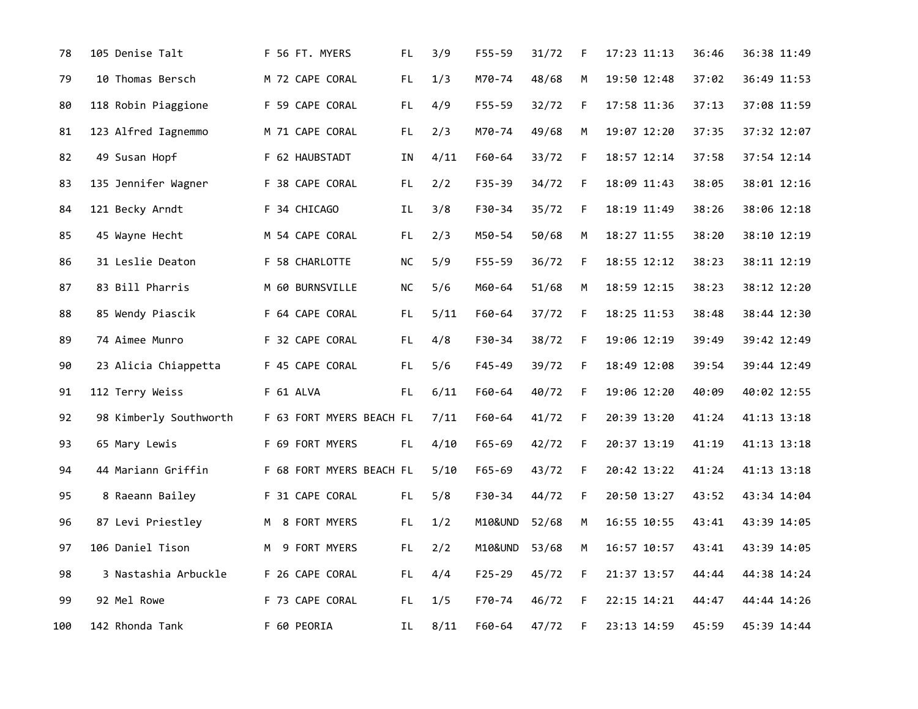| | | | | | | | | | | | | | | | |
|---|---|---|---|---|---|---|---|---|---|---|---|---|---|---|---|
| 78 | 105 | Denise Talt | F | 56 | FT. MYERS | FL | 3/9 | F55-59 | 31/72 | F | 17:23 | 11:13 | 36:46 | 36:38 | 11:49 |
| 79 | 10 | Thomas Bersch | M | 72 | CAPE CORAL | FL | 1/3 | M70-74 | 48/68 | M | 19:50 | 12:48 | 37:02 | 36:49 | 11:53 |
| 80 | 118 | Robin Piaggione | F | 59 | CAPE CORAL | FL | 4/9 | F55-59 | 32/72 | F | 17:58 | 11:36 | 37:13 | 37:08 | 11:59 |
| 81 | 123 | Alfred Iagnemmo | M | 71 | CAPE CORAL | FL | 2/3 | M70-74 | 49/68 | M | 19:07 | 12:20 | 37:35 | 37:32 | 12:07 |
| 82 | 49 | Susan Hopf | F | 62 | HAUBSTADT | IN | 4/11 | F60-64 | 33/72 | F | 18:57 | 12:14 | 37:58 | 37:54 | 12:14 |
| 83 | 135 | Jennifer Wagner | F | 38 | CAPE CORAL | FL | 2/2 | F35-39 | 34/72 | F | 18:09 | 11:43 | 38:05 | 38:01 | 12:16 |
| 84 | 121 | Becky Arndt | F | 34 | CHICAGO | IL | 3/8 | F30-34 | 35/72 | F | 18:19 | 11:49 | 38:26 | 38:06 | 12:18 |
| 85 | 45 | Wayne Hecht | M | 54 | CAPE CORAL | FL | 2/3 | M50-54 | 50/68 | M | 18:27 | 11:55 | 38:20 | 38:10 | 12:19 |
| 86 | 31 | Leslie Deaton | F | 58 | CHARLOTTE | NC | 5/9 | F55-59 | 36/72 | F | 18:55 | 12:12 | 38:23 | 38:11 | 12:19 |
| 87 | 83 | Bill Pharris | M | 60 | BURNSVILLE | NC | 5/6 | M60-64 | 51/68 | M | 18:59 | 12:15 | 38:23 | 38:12 | 12:20 |
| 88 | 85 | Wendy Piascik | F | 64 | CAPE CORAL | FL | 5/11 | F60-64 | 37/72 | F | 18:25 | 11:53 | 38:48 | 38:44 | 12:30 |
| 89 | 74 | Aimee Munro | F | 32 | CAPE CORAL | FL | 4/8 | F30-34 | 38/72 | F | 19:06 | 12:19 | 39:49 | 39:42 | 12:49 |
| 90 | 23 | Alicia Chiappetta | F | 45 | CAPE CORAL | FL | 5/6 | F45-49 | 39/72 | F | 18:49 | 12:08 | 39:54 | 39:44 | 12:49 |
| 91 | 112 | Terry Weiss | F | 61 | ALVA | FL | 6/11 | F60-64 | 40/72 | F | 19:06 | 12:20 | 40:09 | 40:02 | 12:55 |
| 92 | 98 | Kimberly Southworth | F | 63 | FORT MYERS BEACH | FL | 7/11 | F60-64 | 41/72 | F | 20:39 | 13:20 | 41:24 | 41:13 | 13:18 |
| 93 | 65 | Mary Lewis | F | 69 | FORT MYERS | FL | 4/10 | F65-69 | 42/72 | F | 20:37 | 13:19 | 41:19 | 41:13 | 13:18 |
| 94 | 44 | Mariann Griffin | F | 68 | FORT MYERS BEACH | FL | 5/10 | F65-69 | 43/72 | F | 20:42 | 13:22 | 41:24 | 41:13 | 13:18 |
| 95 | 8 | Raeann Bailey | F | 31 | CAPE CORAL | FL | 5/8 | F30-34 | 44/72 | F | 20:50 | 13:27 | 43:52 | 43:34 | 14:04 |
| 96 | 87 | Levi Priestley | M | 8 | FORT MYERS | FL | 1/2 | M10&UND | 52/68 | M | 16:55 | 10:55 | 43:41 | 43:39 | 14:05 |
| 97 | 106 | Daniel Tison | M | 9 | FORT MYERS | FL | 2/2 | M10&UND | 53/68 | M | 16:57 | 10:57 | 43:41 | 43:39 | 14:05 |
| 98 | 3 | Nastashia Arbuckle | F | 26 | CAPE CORAL | FL | 4/4 | F25-29 | 45/72 | F | 21:37 | 13:57 | 44:44 | 44:38 | 14:24 |
| 99 | 92 | Mel Rowe | F | 73 | CAPE CORAL | FL | 1/5 | F70-74 | 46/72 | F | 22:15 | 14:21 | 44:47 | 44:44 | 14:26 |
| 100 | 142 | Rhonda Tank | F | 60 | PEORIA | IL | 8/11 | F60-64 | 47/72 | F | 23:13 | 14:59 | 45:59 | 45:39 | 14:44 |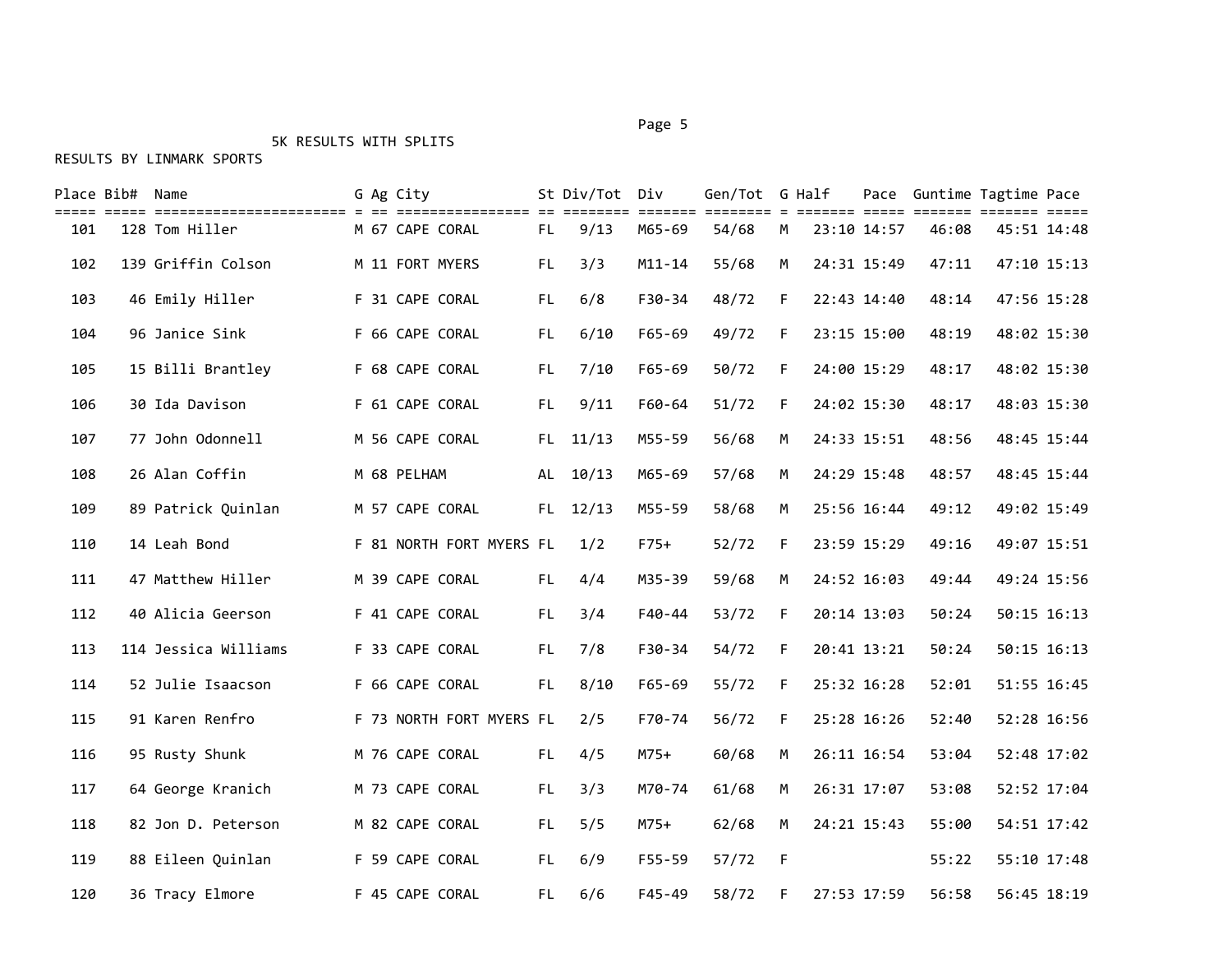5K RESULTS WITH SPLITS

RESULTS BY LINMARK SPORTS

| Place | Bib# | Name | G | Ag | City | St | Div/Tot | Div | Gen/Tot | G | Half | Pace | Guntime | Tagtime | Pace |
|---|---|---|---|---|---|---|---|---|---|---|---|---|---|---|---|
| 101 | 128 | Tom Hiller | M | 67 | CAPE CORAL | FL | 9/13 | M65-69 | 54/68 | M | 23:10 | 14:57 | 46:08 | 45:51 | 14:48 |
| 102 | 139 | Griffin Colson | M | 11 | FORT MYERS | FL | 3/3 | M11-14 | 55/68 | M | 24:31 | 15:49 | 47:11 | 47:10 | 15:13 |
| 103 | 46 | Emily Hiller | F | 31 | CAPE CORAL | FL | 6/8 | F30-34 | 48/72 | F | 22:43 | 14:40 | 48:14 | 47:56 | 15:28 |
| 104 | 96 | Janice Sink | F | 66 | CAPE CORAL | FL | 6/10 | F65-69 | 49/72 | F | 23:15 | 15:00 | 48:19 | 48:02 | 15:30 |
| 105 | 15 | Billi Brantley | F | 68 | CAPE CORAL | FL | 7/10 | F65-69 | 50/72 | F | 24:00 | 15:29 | 48:17 | 48:02 | 15:30 |
| 106 | 30 | Ida Davison | F | 61 | CAPE CORAL | FL | 9/11 | F60-64 | 51/72 | F | 24:02 | 15:30 | 48:17 | 48:03 | 15:30 |
| 107 | 77 | John Odonnell | M | 56 | CAPE CORAL | FL | 11/13 | M55-59 | 56/68 | M | 24:33 | 15:51 | 48:56 | 48:45 | 15:44 |
| 108 | 26 | Alan Coffin | M | 68 | PELHAM | AL | 10/13 | M65-69 | 57/68 | M | 24:29 | 15:48 | 48:57 | 48:45 | 15:44 |
| 109 | 89 | Patrick Quinlan | M | 57 | CAPE CORAL | FL | 12/13 | M55-59 | 58/68 | M | 25:56 | 16:44 | 49:12 | 49:02 | 15:49 |
| 110 | 14 | Leah Bond | F | 81 | NORTH FORT MYERS | FL | 1/2 | F75+ | 52/72 | F | 23:59 | 15:29 | 49:16 | 49:07 | 15:51 |
| 111 | 47 | Matthew Hiller | M | 39 | CAPE CORAL | FL | 4/4 | M35-39 | 59/68 | M | 24:52 | 16:03 | 49:44 | 49:24 | 15:56 |
| 112 | 40 | Alicia Geerson | F | 41 | CAPE CORAL | FL | 3/4 | F40-44 | 53/72 | F | 20:14 | 13:03 | 50:24 | 50:15 | 16:13 |
| 113 | 114 | Jessica Williams | F | 33 | CAPE CORAL | FL | 7/8 | F30-34 | 54/72 | F | 20:41 | 13:21 | 50:24 | 50:15 | 16:13 |
| 114 | 52 | Julie Isaacson | F | 66 | CAPE CORAL | FL | 8/10 | F65-69 | 55/72 | F | 25:32 | 16:28 | 52:01 | 51:55 | 16:45 |
| 115 | 91 | Karen Renfro | F | 73 | NORTH FORT MYERS | FL | 2/5 | F70-74 | 56/72 | F | 25:28 | 16:26 | 52:40 | 52:28 | 16:56 |
| 116 | 95 | Rusty Shunk | M | 76 | CAPE CORAL | FL | 4/5 | M75+ | 60/68 | M | 26:11 | 16:54 | 53:04 | 52:48 | 17:02 |
| 117 | 64 | George Kranich | M | 73 | CAPE CORAL | FL | 3/3 | M70-74 | 61/68 | M | 26:31 | 17:07 | 53:08 | 52:52 | 17:04 |
| 118 | 82 | Jon D. Peterson | M | 82 | CAPE CORAL | FL | 5/5 | M75+ | 62/68 | M | 24:21 | 15:43 | 55:00 | 54:51 | 17:42 |
| 119 | 88 | Eileen Quinlan | F | 59 | CAPE CORAL | FL | 6/9 | F55-59 | 57/72 | F | | | 55:22 | 55:10 | 17:48 |
| 120 | 36 | Tracy Elmore | F | 45 | CAPE CORAL | FL | 6/6 | F45-49 | 58/72 | F | 27:53 | 17:59 | 56:58 | 56:45 | 18:19 |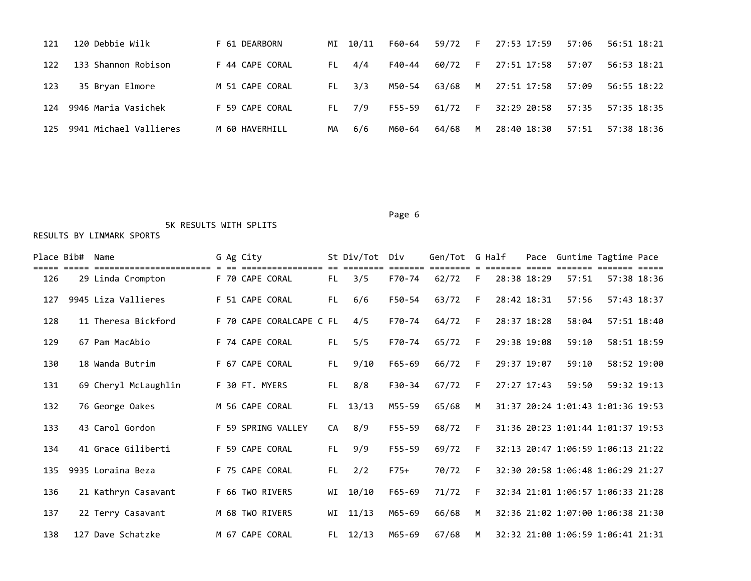| Place | Bib# | Name | G | Ag | City | St | Div/Tot | Div | Gen/Tot | G | Half | Pace | Guntime | Tagtime | Pace |
|---|---|---|---|---|---|---|---|---|---|---|---|---|---|---|---|
| 121 | 120 | Debbie Wilk | F | 61 | DEARBORN | MI | 10/11 | F60-64 | 59/72 | F | 27:53 | 17:59 | 57:06 | 56:51 | 18:21 |
| 122 | 133 | Shannon Robison | F | 44 | CAPE CORAL | FL | 4/4 | F40-44 | 60/72 | F | 27:51 | 17:58 | 57:07 | 56:53 | 18:21 |
| 123 | 35 | Bryan Elmore | M | 51 | CAPE CORAL | FL | 3/3 | M50-54 | 63/68 | M | 27:51 | 17:58 | 57:09 | 56:55 | 18:22 |
| 124 | 9946 | Maria Vasichek | F | 59 | CAPE CORAL | FL | 7/9 | F55-59 | 61/72 | F | 32:29 | 20:58 | 57:35 | 57:35 | 18:35 |
| 125 | 9941 | Michael Vallieres | M | 60 | HAVERHILL | MA | 6/6 | M60-64 | 64/68 | M | 28:40 | 18:30 | 57:51 | 57:38 | 18:36 |

5K RESULTS WITH SPLITS

RESULTS BY LINMARK SPORTS

| Place | Bib# | Name | G | Ag | City | St | Div/Tot | Div | Gen/Tot | G | Half | Pace | Guntime | Tagtime | Pace |
|---|---|---|---|---|---|---|---|---|---|---|---|---|---|---|---|
| 126 | 29 | Linda Crompton | F | 70 | CAPE CORAL | FL | 3/5 | F70-74 | 62/72 | F | 28:38 | 18:29 | 57:51 | 57:38 | 18:36 |
| 127 | 9945 | Liza Vallieres | F | 51 | CAPE CORAL | FL | 6/6 | F50-54 | 63/72 | F | 28:42 | 18:31 | 57:56 | 57:43 | 18:37 |
| 128 | 11 | Theresa Bickford | F | 70 | CAPE CORALCAPE C | FL | 4/5 | F70-74 | 64/72 | F | 28:37 | 18:28 | 58:04 | 57:51 | 18:40 |
| 129 | 67 | Pam MacAbio | F | 74 | CAPE CORAL | FL | 5/5 | F70-74 | 65/72 | F | 29:38 | 19:08 | 59:10 | 58:51 | 18:59 |
| 130 | 18 | Wanda Butrim | F | 67 | CAPE CORAL | FL | 9/10 | F65-69 | 66/72 | F | 29:37 | 19:07 | 59:10 | 58:52 | 19:00 |
| 131 | 69 | Cheryl McLaughlin | F | 30 | FT. MYERS | FL | 8/8 | F30-34 | 67/72 | F | 27:27 | 17:43 | 59:50 | 59:32 | 19:13 |
| 132 | 76 | George Oakes | M | 56 | CAPE CORAL | FL | 13/13 | M55-59 | 65/68 | M | 31:37 | 20:24 | 1:01:43 | 1:01:36 | 19:53 |
| 133 | 43 | Carol Gordon | F | 59 | SPRING VALLEY | CA | 8/9 | F55-59 | 68/72 | F | 31:36 | 20:23 | 1:01:44 | 1:01:37 | 19:53 |
| 134 | 41 | Grace Giliberti | F | 59 | CAPE CORAL | FL | 9/9 | F55-59 | 69/72 | F | 32:13 | 20:47 | 1:06:59 | 1:06:13 | 21:22 |
| 135 | 9935 | Loraina Beza | F | 75 | CAPE CORAL | FL | 2/2 | F75+ | 70/72 | F | 32:30 | 20:58 | 1:06:48 | 1:06:29 | 21:27 |
| 136 | 21 | Kathryn Casavant | F | 66 | TWO RIVERS | WI | 10/10 | F65-69 | 71/72 | F | 32:34 | 21:01 | 1:06:57 | 1:06:33 | 21:28 |
| 137 | 22 | Terry Casavant | M | 68 | TWO RIVERS | WI | 11/13 | M65-69 | 66/68 | M | 32:36 | 21:02 | 1:07:00 | 1:06:38 | 21:30 |
| 138 | 127 | Dave Schatzke | M | 67 | CAPE CORAL | FL | 12/13 | M65-69 | 67/68 | M | 32:32 | 21:00 | 1:06:59 | 1:06:41 | 21:31 |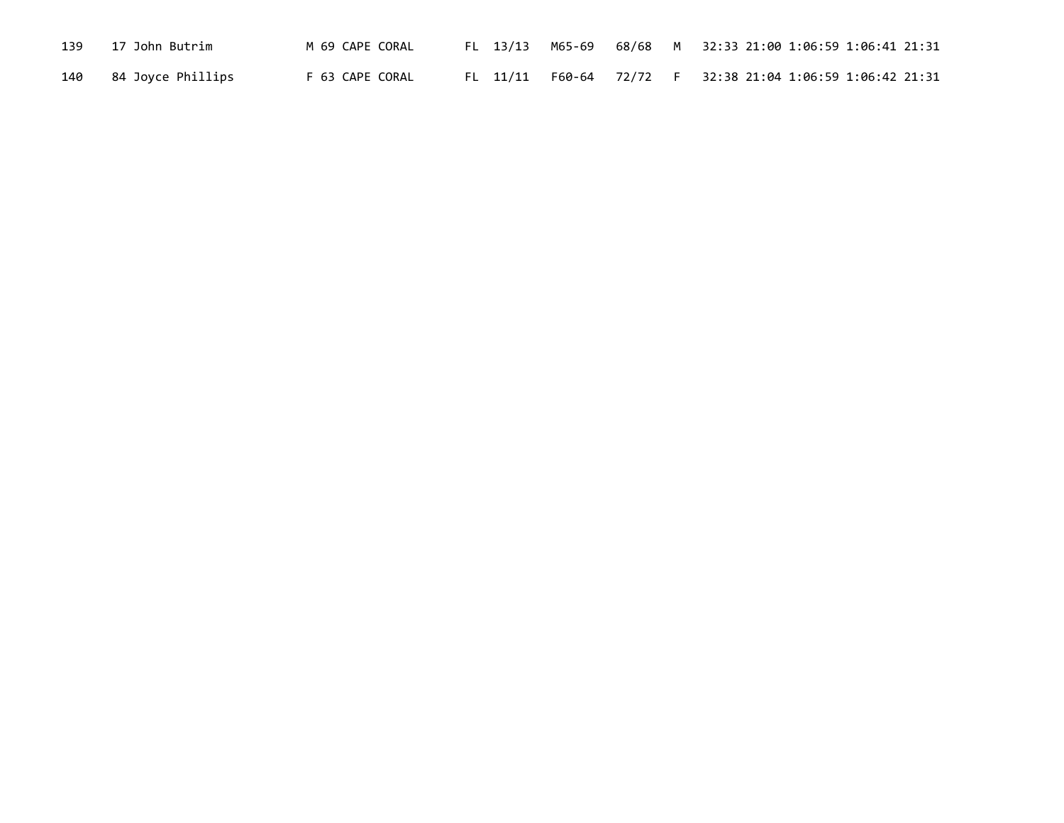| | | | | | | | | | | | | | | | |
|---|---|---|---|---|---|---|---|---|---|---|---|---|---|---|---|
| 139 | 17 | John Butrim | M | 69 | CAPE CORAL | FL | 13/13 | M65-69 | 68/68 | M | 32:33 | 21:00 | 1:06:59 | 1:06:41 | 21:31 |
| 140 | 84 | Joyce Phillips | F | 63 | CAPE CORAL | FL | 11/11 | F60-64 | 72/72 | F | 32:38 | 21:04 | 1:06:59 | 1:06:42 | 21:31 |